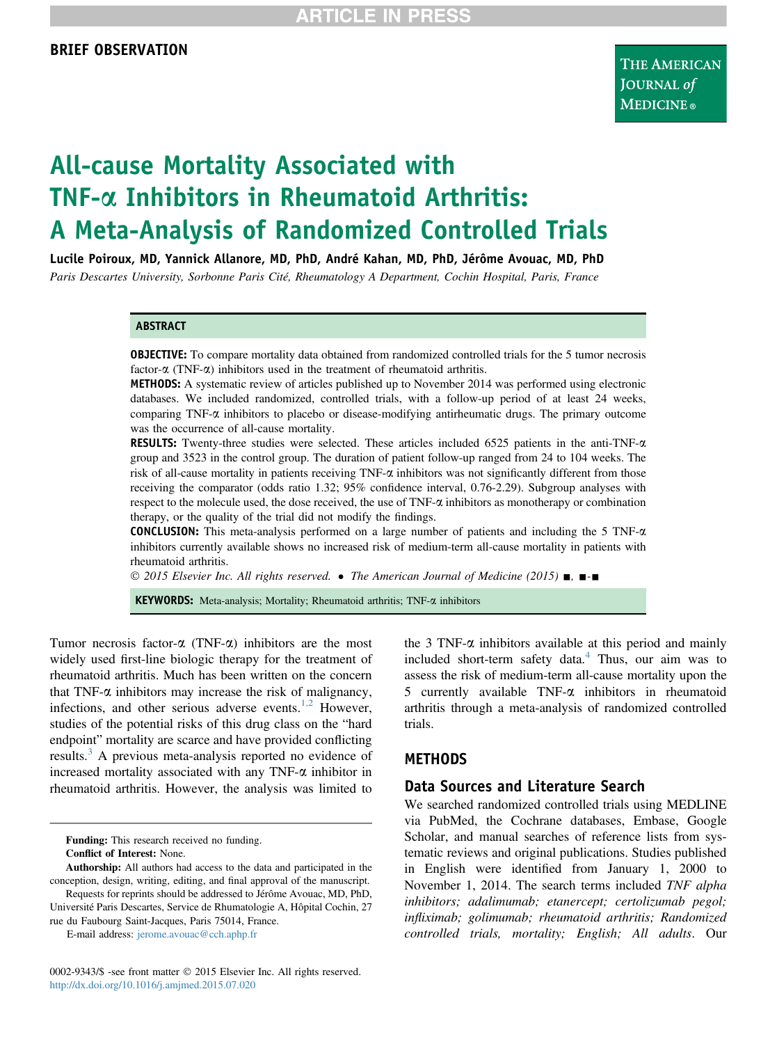BRIEF OBSERVATION

# All-cause Mortality Associated with TNF-α Inhibitors in Rheumatoid Arthritis: A Meta-Analysis of Randomized Controlled Trials

**Lucile Poiroux, MD, Yannick Allanore, MD, PhD, André Kahan, MD, PhD, Jérôme Avouac, MD, PhD**

*Paris Descartes University, Sorbonne Paris Cité, Rheumatology A Department, Cochin Hospital, Paris, France*

## ABSTRACT

**OBJECTIVE:** To compare mortality data obtained from randomized controlled trials for the 5 tumor necrosis factor-α (TNF-α) inhibitors used in the treatment of rheumatoid arthritis.

**METHODS:** A systematic review of articles published up to November 2014 was performed using electronic databases. We included randomized, controlled trials, with a follow-up period of at least 24 weeks, comparing TNF-α inhibitors to placebo or disease-modifying antirheumatic drugs. The primary outcome was the occurrence of all-cause mortality.

**RESULTS:** Twenty-three studies were selected. These articles included 6525 patients in the anti-TNF-α group and 3523 in the control group. The duration of patient follow-up ranged from 24 to 104 weeks. The risk of all-cause mortality in patients receiving TNF-α inhibitors was not significantly different from those receiving the comparator (odds ratio 1.32; 95% confidence interval, 0.76-2.29). Subgroup analyses with respect to the molecule used, the dose received, the use of TNF-α inhibitors as monotherapy or combination therapy, or the quality of the trial did not modify the findings.

**CONCLUSION:** This meta-analysis performed on a large number of patients and including the 5 TNF-α inhibitors currently available shows no increased risk of medium-term all-cause mortality in patients with rheumatoid arthritis.

© 2015 Elsevier Inc. All rights reserved. • The American Journal of Medicine (2015) ■, ■-■

**KEYWORDS:** Meta-analysis; Mortality; Rheumatoid arthritis; TNF-α inhibitors

Tumor necrosis factor-α (TNF-α) inhibitors are the most widely used first-line biologic therapy for the treatment of rheumatoid arthritis. Much has been written on the concern that TNF-α inhibitors may increase the risk of malignancy, infections, and other serious adverse events.[1,2] However, studies of the potential risks of this drug class on the "hard endpoint" mortality are scarce and have provided conflicting results.[3] A previous meta-analysis reported no evidence of increased mortality associated with any TNF-α inhibitor in rheumatoid arthritis. However, the analysis was limited to the 3 TNF-α inhibitors available at this period and mainly included short-term safety data.[4] Thus, our aim was to assess the risk of medium-term all-cause mortality upon the 5 currently available TNF-α inhibitors in rheumatoid arthritis through a meta-analysis of randomized controlled trials.

## METHODS

### Data Sources and Literature Search

We searched randomized controlled trials using MEDLINE via PubMed, the Cochrane databases, Embase, Google Scholar, and manual searches of reference lists from systematic reviews and original publications. Studies published in English were identified from January 1, 2000 to November 1, 2014. The search terms included *TNF alpha inhibitors; adalimumab; etanercept; certolizumab pegol; infliximab; golimumab; rheumatoid arthritis; Randomized controlled trials, mortality; English; All adults*. Our

**Funding:** This research received no funding.

**Conflict of Interest:** None.

**Authorship:** All authors had access to the data and participated in the conception, design, writing, editing, and final approval of the manuscript.

Requests for reprints should be addressed to Jérôme Avouac, MD, PhD, Université Paris Descartes, Service de Rhumatologie A, Hôpital Cochin, 27 rue du Faubourg Saint-Jacques, Paris 75014, France.

E-mail address: jerome.avouac@cch.aphp.fr

0002-9343/$ -see front matter © 2015 Elsevier Inc. All rights reserved.
http://dx.doi.org/10.1016/j.amjmed.2015.07.020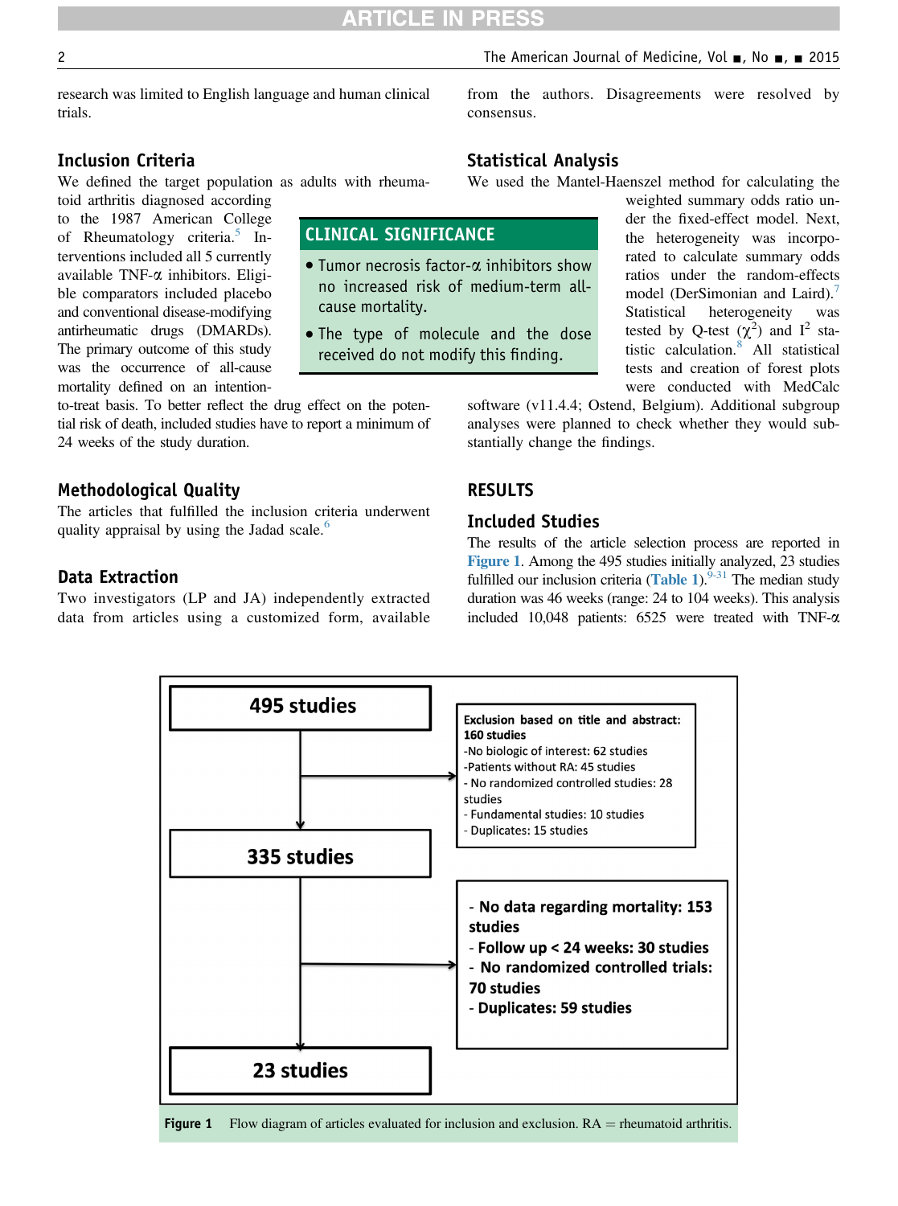research was limited to English language and human clinical trials.

## Inclusion Criteria

We defined the target population as adults with rheumatoid arthritis diagnosed according to the 1987 American College of Rheumatology criteria.[5] Interventions included all 5 currently available TNF-α inhibitors. Eligible comparators included placebo and conventional disease-modifying antirheumatic drugs (DMARDs). The primary outcome of this study was the occurrence of all-cause mortality defined on an intention-to-treat basis. To better reflect the drug effect on the potential risk of death, included studies have to report a minimum of 24 weeks of the study duration.

> **CLINICAL SIGNIFICANCE**
>
> - Tumor necrosis factor-α inhibitors show no increased risk of medium-term all-cause mortality.
> - The type of molecule and the dose received do not modify this finding.

## Methodological Quality

The articles that fulfilled the inclusion criteria underwent quality appraisal by using the Jadad scale.[6]

## Data Extraction

Two investigators (LP and JA) independently extracted data from articles using a customized form, available from the authors. Disagreements were resolved by consensus.

## Statistical Analysis

We used the Mantel-Haenszel method for calculating the weighted summary odds ratio under the fixed-effect model. Next, the heterogeneity was incorporated to calculate summary odds ratios under the random-effects model (DerSimonian and Laird).[7] Statistical heterogeneity was tested by Q-test ($\chi^2$) and $I^2$ statistic calculation.[8] All statistical tests and creation of forest plots were conducted with MedCalc software (v11.4.4; Ostend, Belgium). Additional subgroup analyses were planned to check whether they would substantially change the findings.

# RESULTS

## Included Studies

The results of the article selection process are reported in Figure 1. Among the 495 studies initially analyzed, 23 studies fulfilled our inclusion criteria (Table 1).[9-31] The median study duration was 46 weeks (range: 24 to 104 weeks). This analysis included 10,048 patients: 6525 were treated with TNF-α

**495 studies**

**Exclusion based on title and abstract: 160 studies**
- No biologic of interest: 62 studies
- Patients without RA: 45 studies
- No randomized controlled studies: 28 studies
- Fundamental studies: 10 studies
- Duplicates: 15 studies

**335 studies**

- **No data regarding mortality: 153 studies**
- **Follow up < 24 weeks: 30 studies**
- **No randomized controlled trials: 70 studies**
- **Duplicates: 59 studies**

**23 studies**

**Figure 1** Flow diagram of articles evaluated for inclusion and exclusion. RA = rheumatoid arthritis.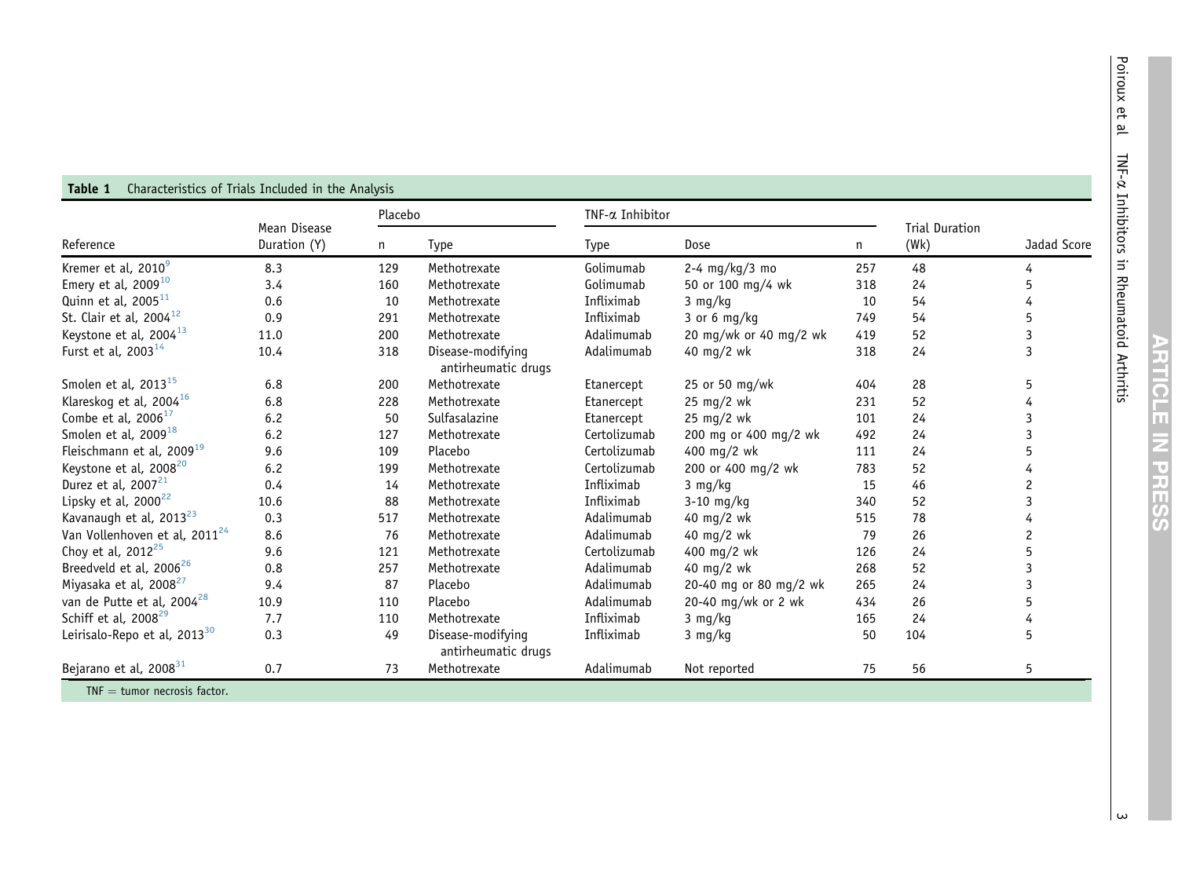**Table 1** Characteristics of Trials Included in the Analysis

| Reference | Mean Disease Duration (Y) | Placebo | | TNF-α Inhibitor | | | Trial Duration (Wk) | Jadad Score |
|---|---|---|---|---|---|---|---|---|
| | | n | Type | Type | Dose | n | | |
| Kremer et al, 2010[9] | 8.3 | 129 | Methotrexate | Golimumab | 2-4 mg/kg/3 mo | 257 | 48 | 4 |
| Emery et al, 2009[10] | 3.4 | 160 | Methotrexate | Golimumab | 50 or 100 mg/4 wk | 318 | 24 | 5 |
| Quinn et al, 2005[11] | 0.6 | 10 | Methotrexate | Infliximab | 3 mg/kg | 10 | 54 | 4 |
| St. Clair et al, 2004[12] | 0.9 | 291 | Methotrexate | Infliximab | 3 or 6 mg/kg | 749 | 54 | 5 |
| Keystone et al, 2004[13] | 11.0 | 200 | Methotrexate | Adalimumab | 20 mg/wk or 40 mg/2 wk | 419 | 52 | 3 |
| Furst et al, 2003[14] | 10.4 | 318 | Disease-modifying antirheumatic drugs | Adalimumab | 40 mg/2 wk | 318 | 24 | 3 |
| Smolen et al, 2013[15] | 6.8 | 200 | Methotrexate | Etanercept | 25 or 50 mg/wk | 404 | 28 | 5 |
| Klareskog et al, 2004[16] | 6.8 | 228 | Methotrexate | Etanercept | 25 mg/2 wk | 231 | 52 | 4 |
| Combe et al, 2006[17] | 6.2 | 50 | Sulfasalazine | Etanercept | 25 mg/2 wk | 101 | 24 | 3 |
| Smolen et al, 2009[18] | 6.2 | 127 | Methotrexate | Certolizumab | 200 mg or 400 mg/2 wk | 492 | 24 | 3 |
| Fleischmann et al, 2009[19] | 9.6 | 109 | Placebo | Certolizumab | 400 mg/2 wk | 111 | 24 | 5 |
| Keystone et al, 2008[20] | 6.2 | 199 | Methotrexate | Certolizumab | 200 or 400 mg/2 wk | 783 | 52 | 4 |
| Durez et al, 2007[21] | 0.4 | 14 | Methotrexate | Infliximab | 3 mg/kg | 15 | 46 | 2 |
| Lipsky et al, 2000[22] | 10.6 | 88 | Methotrexate | Infliximab | 3-10 mg/kg | 340 | 52 | 3 |
| Kavanaugh et al, 2013[23] | 0.3 | 517 | Methotrexate | Adalimumab | 40 mg/2 wk | 515 | 78 | 4 |
| Van Vollenhoven et al, 2011[24] | 8.6 | 76 | Methotrexate | Adalimumab | 40 mg/2 wk | 79 | 26 | 2 |
| Choy et al, 2012[25] | 9.6 | 121 | Methotrexate | Certolizumab | 400 mg/2 wk | 126 | 24 | 5 |
| Breedveld et al, 2006[26] | 0.8 | 257 | Methotrexate | Adalimumab | 40 mg/2 wk | 268 | 52 | 3 |
| Miyasaka et al, 2008[27] | 9.4 | 87 | Placebo | Adalimumab | 20-40 mg or 80 mg/2 wk | 265 | 24 | 3 |
| van de Putte et al, 2004[28] | 10.9 | 110 | Placebo | Adalimumab | 20-40 mg/wk or 2 wk | 434 | 26 | 5 |
| Schiff et al, 2008[29] | 7.7 | 110 | Methotrexate | Infliximab | 3 mg/kg | 165 | 24 | 4 |
| Leirisalo-Repo et al, 2013[30] | 0.3 | 49 | Disease-modifying antirheumatic drugs | Infliximab | 3 mg/kg | 50 | 104 | 5 |
| Bejarano et al, 2008[31] | 0.7 | 73 | Methotrexate | Adalimumab | Not reported | 75 | 56 | 5 |

TNF = tumor necrosis factor.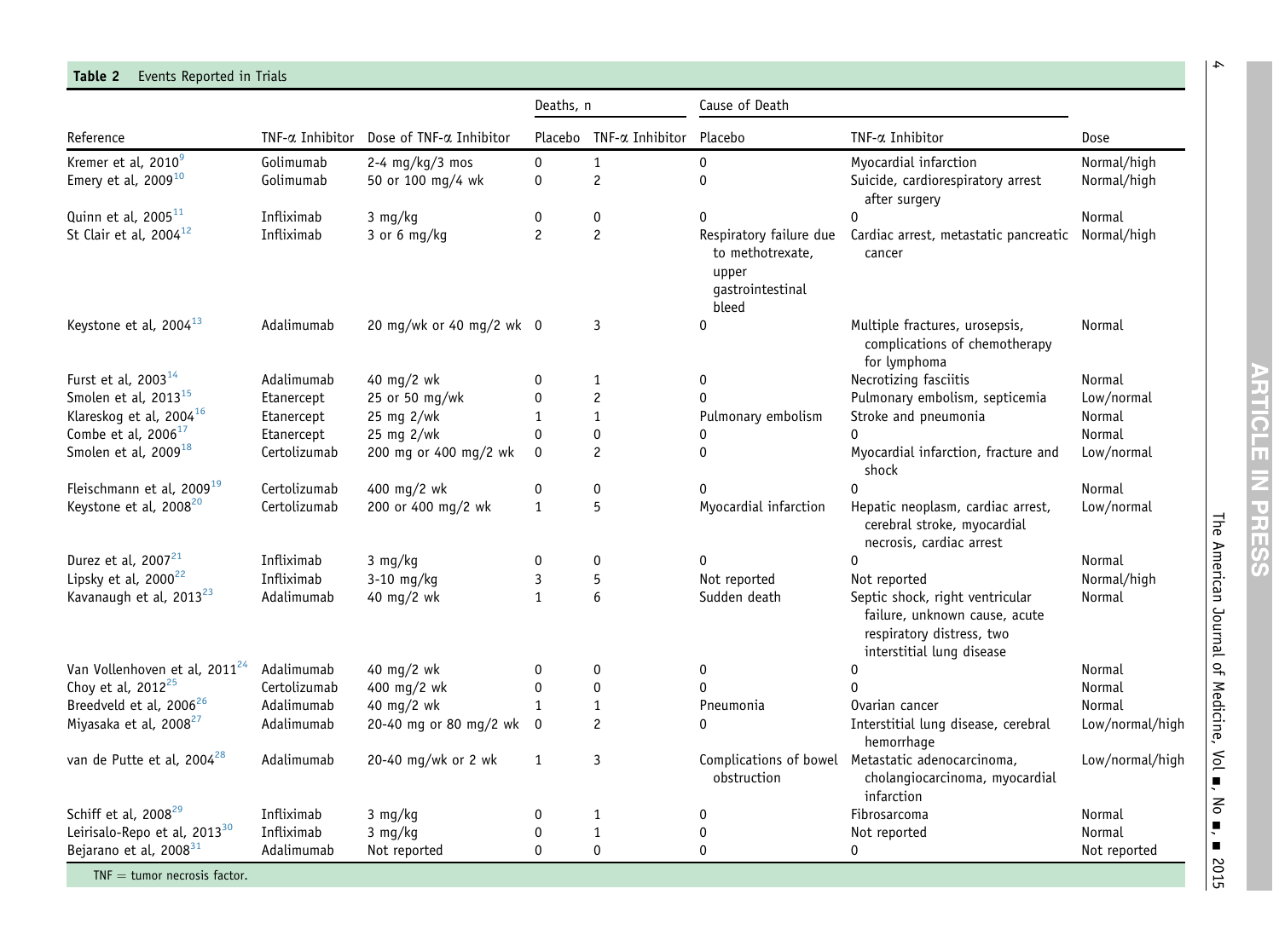**Table 2** Events Reported in Trials

| Reference | TNF-α Inhibitor | Dose of TNF-α Inhibitor | Deaths, n | | Cause of Death | | Dose |
|---|---|---|---|---|---|---|---|
| | | | Placebo | TNF-α Inhibitor | Placebo | TNF-α Inhibitor | |
| Kremer et al, 2010[9] | Golimumab | 2-4 mg/kg/3 mos | 0 | 1 | 0 | Myocardial infarction | Normal/high |
| Emery et al, 2009[10] | Golimumab | 50 or 100 mg/4 wk | 0 | 2 | 0 | Suicide, cardiorespiratory arrest after surgery | Normal/high |
| Quinn et al, 2005[11] | Infliximab | 3 mg/kg | 0 | 0 | 0 | 0 | Normal |
| St Clair et al, 2004[12] | Infliximab | 3 or 6 mg/kg | 2 | 2 | Respiratory failure due to methotrexate, upper gastrointestinal bleed | Cardiac arrest, metastatic pancreatic cancer | Normal/high |
| Keystone et al, 2004[13] | Adalimumab | 20 mg/wk or 40 mg/2 wk | 0 | 3 | 0 | Multiple fractures, urosepsis, complications of chemotherapy for lymphoma | Normal |
| Furst et al, 2003[14] | Adalimumab | 40 mg/2 wk | 0 | 1 | 0 | Necrotizing fasciitis | Normal |
| Smolen et al, 2013[15] | Etanercept | 25 or 50 mg/wk | 0 | 2 | 0 | Pulmonary embolism, septicemia | Low/normal |
| Klareskog et al, 2004[16] | Etanercept | 25 mg 2/wk | 1 | 1 | Pulmonary embolism | Stroke and pneumonia | Normal |
| Combe et al, 2006[17] | Etanercept | 25 mg 2/wk | 0 | 0 | 0 | 0 | Normal |
| Smolen et al, 2009[18] | Certolizumab | 200 mg or 400 mg/2 wk | 0 | 2 | 0 | Myocardial infarction, fracture and shock | Low/normal |
| Fleischmann et al, 2009[19] | Certolizumab | 400 mg/2 wk | 0 | 0 | 0 | 0 | Normal |
| Keystone et al, 2008[20] | Certolizumab | 200 or 400 mg/2 wk | 1 | 5 | Myocardial infarction | Hepatic neoplasm, cardiac arrest, cerebral stroke, myocardial necrosis, cardiac arrest | Low/normal |
| Durez et al, 2007[21] | Infliximab | 3 mg/kg | 0 | 0 | 0 | 0 | Normal |
| Lipsky et al, 2000[22] | Infliximab | 3-10 mg/kg | 3 | 5 | Not reported | Not reported | Normal/high |
| Kavanaugh et al, 2013[23] | Adalimumab | 40 mg/2 wk | 1 | 6 | Sudden death | Septic shock, right ventricular failure, unknown cause, acute respiratory distress, two interstitial lung disease | Normal |
| Van Vollenhoven et al, 2011[24] | Adalimumab | 40 mg/2 wk | 0 | 0 | 0 | 0 | Normal |
| Choy et al, 2012[25] | Certolizumab | 400 mg/2 wk | 0 | 0 | 0 | 0 | Normal |
| Breedveld et al, 2006[26] | Adalimumab | 40 mg/2 wk | 1 | 1 | Pneumonia | Ovarian cancer | Normal |
| Miyasaka et al, 2008[27] | Adalimumab | 20-40 mg or 80 mg/2 wk | 0 | 2 | 0 | Interstitial lung disease, cerebral hemorrhage | Low/normal/high |
| van de Putte et al, 2004[28] | Adalimumab | 20-40 mg/wk or 2 wk | 1 | 3 | Complications of bowel obstruction | Metastatic adenocarcinoma, cholangiocarcinoma, myocardial infarction | Low/normal/high |
| Schiff et al, 2008[29] | Infliximab | 3 mg/kg | 0 | 1 | 0 | Fibrosarcoma | Normal |
| Leirisalo-Repo et al, 2013[30] | Infliximab | 3 mg/kg | 0 | 1 | 0 | Not reported | Normal |
| Bejarano et al, 2008[31] | Adalimumab | Not reported | 0 | 0 | 0 | 0 | Not reported |

TNF = tumor necrosis factor.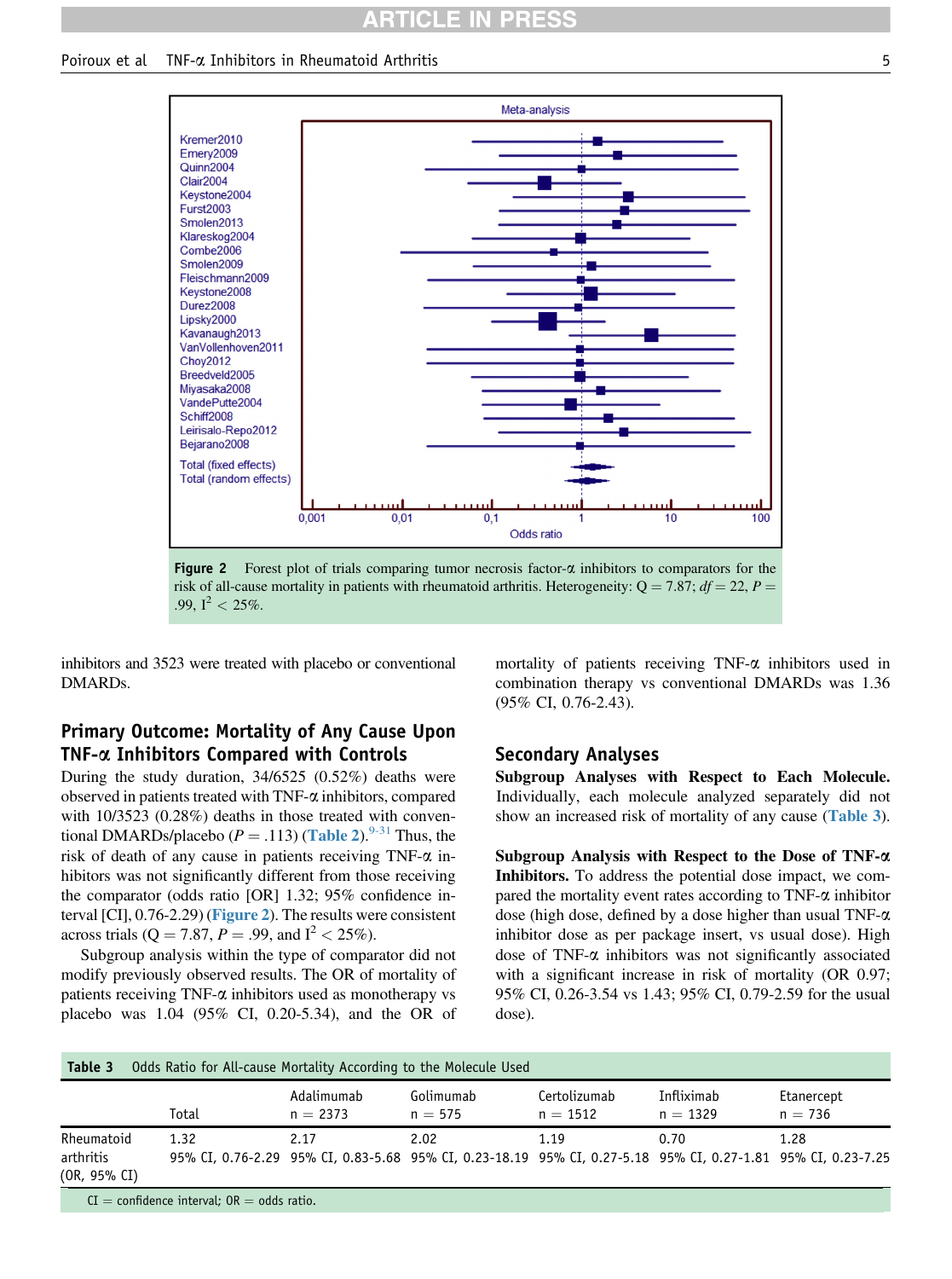Figure 2 Forest plot of trials comparing tumor necrosis factor-α inhibitors to comparators for the risk of all-cause mortality in patients with rheumatoid arthritis. Heterogeneity: Q = 7.87; *df* = 22, *P* = .99, $I^2 < 25\%$.

inhibitors and 3523 were treated with placebo or conventional DMARDs.

## Primary Outcome: Mortality of Any Cause Upon TNF-α Inhibitors Compared with Controls

During the study duration, 34/6525 (0.52%) deaths were observed in patients treated with TNF-α inhibitors, compared with 10/3523 (0.28%) deaths in those treated with conventional DMARDs/placebo ($P = .113$) (Table 2).[9-31] Thus, the risk of death of any cause in patients receiving TNF-α inhibitors was not significantly different from those receiving the comparator (odds ratio [OR] 1.32; 95% confidence interval [CI], 0.76-2.29) (Figure 2). The results were consistent across trials (Q = 7.87, $P = .99$, and $I^2 < 25\%$).

Subgroup analysis within the type of comparator did not modify previously observed results. The OR of mortality of patients receiving TNF-α inhibitors used as monotherapy vs placebo was 1.04 (95% CI, 0.20-5.34), and the OR of mortality of patients receiving TNF-α inhibitors used in combination therapy vs conventional DMARDs was 1.36 (95% CI, 0.76-2.43).

## Secondary Analyses

**Subgroup Analyses with Respect to Each Molecule.** Individually, each molecule analyzed separately did not show an increased risk of mortality of any cause (Table 3).

**Subgroup Analysis with Respect to the Dose of TNF-α Inhibitors.** To address the potential dose impact, we compared the mortality event rates according to TNF-α inhibitor dose (high dose, defined by a dose higher than usual TNF-α inhibitor dose as per package insert, vs usual dose). High dose of TNF-α inhibitors was not significantly associated with a significant increase in risk of mortality (OR 0.97; 95% CI, 0.26-3.54 vs 1.43; 95% CI, 0.79-2.59 for the usual dose).

**Table 3** Odds Ratio for All-cause Mortality According to the Molecule Used

| | Total | Adalimumab n = 2373 | Golimumab n = 575 | Certolizumab n = 1512 | Infliximab n = 1329 | Etanercept n = 736 |
|---|---|---|---|---|---|---|
| Rheumatoid arthritis (OR, 95% CI) | 1.32 95% CI, 0.76-2.29 | 2.17 95% CI, 0.83-5.68 | 2.02 95% CI, 0.23-18.19 | 1.19 95% CI, 0.27-5.18 | 0.70 95% CI, 0.27-1.81 | 1.28 95% CI, 0.23-7.25 |

CI = confidence interval; OR = odds ratio.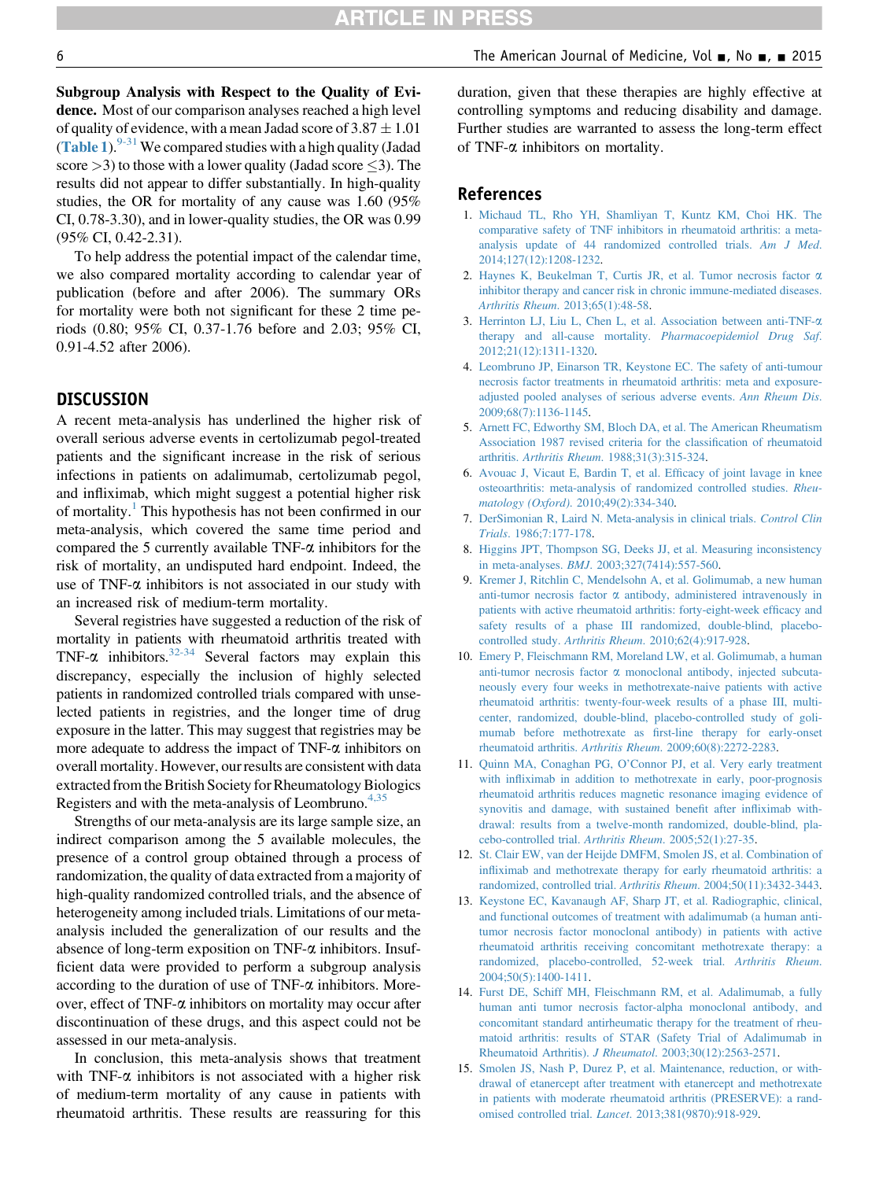**Subgroup Analysis with Respect to the Quality of Evidence.** Most of our comparison analyses reached a high level of quality of evidence, with a mean Jadad score of $3.87 \pm 1.01$ (Table 1).[9-31] We compared studies with a high quality (Jadad score >3) to those with a lower quality (Jadad score ≤3). The results did not appear to differ substantially. In high-quality studies, the OR for mortality of any cause was 1.60 (95% CI, 0.78-3.30), and in lower-quality studies, the OR was 0.99 (95% CI, 0.42-2.31).

To help address the potential impact of the calendar time, we also compared mortality according to calendar year of publication (before and after 2006). The summary ORs for mortality were both not significant for these 2 time periods (0.80; 95% CI, 0.37-1.76 before and 2.03; 95% CI, 0.91-4.52 after 2006).

## DISCUSSION

A recent meta-analysis has underlined the higher risk of overall serious adverse events in certolizumab pegol-treated patients and the significant increase in the risk of serious infections in patients on adalimumab, certolizumab pegol, and infliximab, which might suggest a potential higher risk of mortality.[1] This hypothesis has not been confirmed in our meta-analysis, which covered the same time period and compared the 5 currently available TNF-α inhibitors for the risk of mortality, an undisputed hard endpoint. Indeed, the use of TNF-α inhibitors is not associated in our study with an increased risk of medium-term mortality.

Several registries have suggested a reduction of the risk of mortality in patients with rheumatoid arthritis treated with TNF-α inhibitors.[32-34] Several factors may explain this discrepancy, especially the inclusion of highly selected patients in randomized controlled trials compared with unselected patients in registries, and the longer time of drug exposure in the latter. This may suggest that registries may be more adequate to address the impact of TNF-α inhibitors on overall mortality. However, our results are consistent with data extracted from the British Society for Rheumatology Biologics Registers and with the meta-analysis of Leombruno.[4,35]

Strengths of our meta-analysis are its large sample size, an indirect comparison among the 5 available molecules, the presence of a control group obtained through a process of randomization, the quality of data extracted from a majority of high-quality randomized controlled trials, and the absence of heterogeneity among included trials. Limitations of our meta-analysis included the generalization of our results and the absence of long-term exposition on TNF-α inhibitors. Insufficient data were provided to perform a subgroup analysis according to the duration of use of TNF-α inhibitors. Moreover, effect of TNF-α inhibitors on mortality may occur after discontinuation of these drugs, and this aspect could not be assessed in our meta-analysis.

In conclusion, this meta-analysis shows that treatment with TNF-α inhibitors is not associated with a higher risk of medium-term mortality of any cause in patients with rheumatoid arthritis. These results are reassuring for this duration, given that these therapies are highly effective at controlling symptoms and reducing disability and damage. Further studies are warranted to assess the long-term effect of TNF-α inhibitors on mortality.

## References

1. Michaud TL, Rho YH, Shamliyan T, Kuntz KM, Choi HK. The comparative safety of TNF inhibitors in rheumatoid arthritis: a meta-analysis update of 44 randomized controlled trials. *Am J Med.* 2014;127(12):1208-1232.
2. Haynes K, Beukelman T, Curtis JR, et al. Tumor necrosis factor α inhibitor therapy and cancer risk in chronic immune-mediated diseases. *Arthritis Rheum.* 2013;65(1):48-58.
3. Herrinton LJ, Liu L, Chen L, et al. Association between anti-TNF-α therapy and all-cause mortality. *Pharmacoepidemiol Drug Saf.* 2012;21(12):1311-1320.
4. Leombruno JP, Einarson TR, Keystone EC. The safety of anti-tumour necrosis factor treatments in rheumatoid arthritis: meta and exposure-adjusted pooled analyses of serious adverse events. *Ann Rheum Dis.* 2009;68(7):1136-1145.
5. Arnett FC, Edworthy SM, Bloch DA, et al. The American Rheumatism Association 1987 revised criteria for the classification of rheumatoid arthritis. *Arthritis Rheum.* 1988;31(3):315-324.
6. Avouac J, Vicaut E, Bardin T, et al. Efficacy of joint lavage in knee osteoarthritis: meta-analysis of randomized controlled studies. *Rheumatology (Oxford).* 2010;49(2):334-340.
7. DerSimonian R, Laird N. Meta-analysis in clinical trials. *Control Clin Trials.* 1986;7:177-178.
8. Higgins JPT, Thompson SG, Deeks JJ, et al. Measuring inconsistency in meta-analyses. *BMJ.* 2003;327(7414):557-560.
9. Kremer J, Ritchlin C, Mendelsohn A, et al. Golimumab, a new human anti-tumor necrosis factor α antibody, administered intravenously in patients with active rheumatoid arthritis: forty-eight-week efficacy and safety results of a phase III randomized, double-blind, placebo-controlled study. *Arthritis Rheum.* 2010;62(4):917-928.
10. Emery P, Fleischmann RM, Moreland LW, et al. Golimumab, a human anti-tumor necrosis factor α monoclonal antibody, injected subcutaneously every four weeks in methotrexate-naive patients with active rheumatoid arthritis: twenty-four-week results of a phase III, multicenter, randomized, double-blind, placebo-controlled study of golimumab before methotrexate as first-line therapy for early-onset rheumatoid arthritis. *Arthritis Rheum.* 2009;60(8):2272-2283.
11. Quinn MA, Conaghan PG, O'Connor PJ, et al. Very early treatment with infliximab in addition to methotrexate in early, poor-prognosis rheumatoid arthritis reduces magnetic resonance imaging evidence of synovitis and damage, with sustained benefit after infliximab withdrawal: results from a twelve-month randomized, double-blind, placebo-controlled trial. *Arthritis Rheum.* 2005;52(1):27-35.
12. St. Clair EW, van der Heijde DMFM, Smolen JS, et al. Combination of infliximab and methotrexate therapy for early rheumatoid arthritis: a randomized, controlled trial. *Arthritis Rheum.* 2004;50(11):3432-3443.
13. Keystone EC, Kavanaugh AF, Sharp JT, et al. Radiographic, clinical, and functional outcomes of treatment with adalimumab (a human anti-tumor necrosis factor monoclonal antibody) in patients with active rheumatoid arthritis receiving concomitant methotrexate therapy: a randomized, placebo-controlled, 52-week trial. *Arthritis Rheum.* 2004;50(5):1400-1411.
14. Furst DE, Schiff MH, Fleischmann RM, et al. Adalimumab, a fully human anti tumor necrosis factor-alpha monoclonal antibody, and concomitant standard antirheumatic therapy for the treatment of rheumatoid arthritis: results of STAR (Safety Trial of Adalimumab in Rheumatoid Arthritis). *J Rheumatol.* 2003;30(12):2563-2571.
15. Smolen JS, Nash P, Durez P, et al. Maintenance, reduction, or withdrawal of etanercept after treatment with etanercept and methotrexate in patients with moderate rheumatoid arthritis (PRESERVE): a randomised controlled trial. *Lancet.* 2013;381(9870):918-929.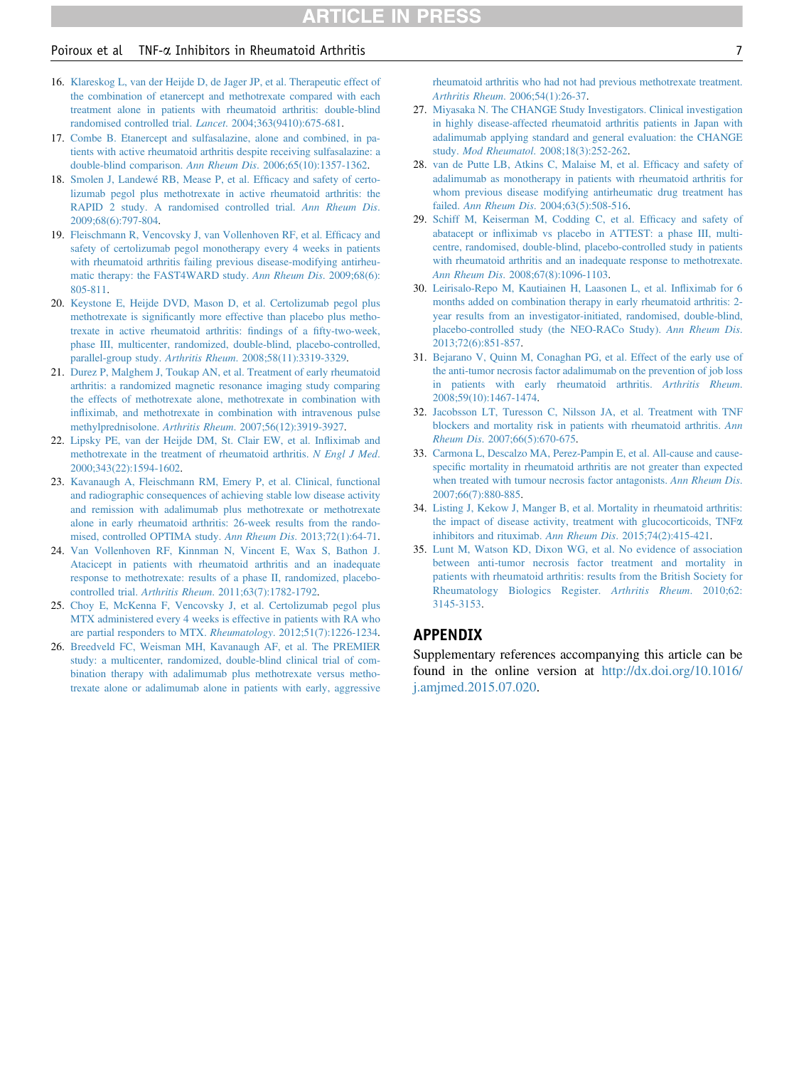16. Klareskog L, van der Heijde D, de Jager JP, et al. Therapeutic effect of the combination of etanercept and methotrexate compared with each treatment alone in patients with rheumatoid arthritis: double-blind randomised controlled trial. *Lancet*. 2004;363(9410):675-681.
17. Combe B. Etanercept and sulfasalazine, alone and combined, in patients with active rheumatoid arthritis despite receiving sulfasalazine: a double-blind comparison. *Ann Rheum Dis*. 2006;65(10):1357-1362.
18. Smolen J, Landewé RB, Mease P, et al. Efficacy and safety of certolizumab pegol plus methotrexate in active rheumatoid arthritis: the RAPID 2 study. A randomised controlled trial. *Ann Rheum Dis*. 2009;68(6):797-804.
19. Fleischmann R, Vencovsky J, van Vollenhoven RF, et al. Efficacy and safety of certolizumab pegol monotherapy every 4 weeks in patients with rheumatoid arthritis failing previous disease-modifying antirheumatic therapy: the FAST4WARD study. *Ann Rheum Dis*. 2009;68(6):805-811.
20. Keystone E, Heijde DVD, Mason D, et al. Certolizumab pegol plus methotrexate is significantly more effective than placebo plus methotrexate in active rheumatoid arthritis: findings of a fifty-two-week, phase III, multicenter, randomized, double-blind, placebo-controlled, parallel-group study. *Arthritis Rheum*. 2008;58(11):3319-3329.
21. Durez P, Malghem J, Toukap AN, et al. Treatment of early rheumatoid arthritis: a randomized magnetic resonance imaging study comparing the effects of methotrexate alone, methotrexate in combination with infliximab, and methotrexate in combination with intravenous pulse methylprednisolone. *Arthritis Rheum*. 2007;56(12):3919-3927.
22. Lipsky PE, van der Heijde DM, St. Clair EW, et al. Infliximab and methotrexate in the treatment of rheumatoid arthritis. *N Engl J Med*. 2000;343(22):1594-1602.
23. Kavanaugh A, Fleischmann RM, Emery P, et al. Clinical, functional and radiographic consequences of achieving stable low disease activity and remission with adalimumab plus methotrexate or methotrexate alone in early rheumatoid arthritis: 26-week results from the randomised, controlled OPTIMA study. *Ann Rheum Dis*. 2013;72(1):64-71.
24. Van Vollenhoven RF, Kinnman N, Vincent E, Wax S, Bathon J. Atacicept in patients with rheumatoid arthritis and an inadequate response to methotrexate: results of a phase II, randomized, placebo-controlled trial. *Arthritis Rheum*. 2011;63(7):1782-1792.
25. Choy E, McKenna F, Vencovsky J, et al. Certolizumab pegol plus MTX administered every 4 weeks is effective in patients with RA who are partial responders to MTX. *Rheumatology*. 2012;51(7):1226-1234.
26. Breedveld FC, Weisman MH, Kavanaugh AF, et al. The PREMIER study: a multicenter, randomized, double-blind clinical trial of combination therapy with adalimumab plus methotrexate versus methotrexate alone or adalimumab alone in patients with early, aggressive rheumatoid arthritis who had not had previous methotrexate treatment. *Arthritis Rheum*. 2006;54(1):26-37.
27. Miyasaka N. The CHANGE Study Investigators. Clinical investigation in highly disease-affected rheumatoid arthritis patients in Japan with adalimumab applying standard and general evaluation: the CHANGE study. *Mod Rheumatol*. 2008;18(3):252-262.
28. van de Putte LB, Atkins C, Malaise M, et al. Efficacy and safety of adalimumab as monotherapy in patients with rheumatoid arthritis for whom previous disease modifying antirheumatic drug treatment has failed. *Ann Rheum Dis*. 2004;63(5):508-516.
29. Schiff M, Keiserman M, Codding C, et al. Efficacy and safety of abatacept or infliximab vs placebo in ATTEST: a phase III, multi-centre, randomised, double-blind, placebo-controlled study in patients with rheumatoid arthritis and an inadequate response to methotrexate. *Ann Rheum Dis*. 2008;67(8):1096-1103.
30. Leirisalo-Repo M, Kautiainen H, Laasonen L, et al. Infliximab for 6 months added on combination therapy in early rheumatoid arthritis: 2-year results from an investigator-initiated, randomised, double-blind, placebo-controlled study (the NEO-RACo Study). *Ann Rheum Dis*. 2013;72(6):851-857.
31. Bejarano V, Quinn M, Conaghan PG, et al. Effect of the early use of the anti-tumor necrosis factor adalimumab on the prevention of job loss in patients with early rheumatoid arthritis. *Arthritis Rheum*. 2008;59(10):1467-1474.
32. Jacobsson LT, Turesson C, Nilsson JA, et al. Treatment with TNF blockers and mortality risk in patients with rheumatoid arthritis. *Ann Rheum Dis*. 2007;66(5):670-675.
33. Carmona L, Descalzo MA, Perez-Pampin E, et al. All-cause and cause-specific mortality in rheumatoid arthritis are not greater than expected when treated with tumour necrosis factor antagonists. *Ann Rheum Dis*. 2007;66(7):880-885.
34. Listing J, Kekow J, Manger B, et al. Mortality in rheumatoid arthritis: the impact of disease activity, treatment with glucocorticoids, TNFα inhibitors and rituximab. *Ann Rheum Dis*. 2015;74(2):415-421.
35. Lunt M, Watson KD, Dixon WG, et al. No evidence of association between anti-tumor necrosis factor treatment and mortality in patients with rheumatoid arthritis: results from the British Society for Rheumatology Biologics Register. *Arthritis Rheum*. 2010;62:3145-3153.

## APPENDIX

Supplementary references accompanying this article can be found in the online version at http://dx.doi.org/10.1016/j.amjmed.2015.07.020.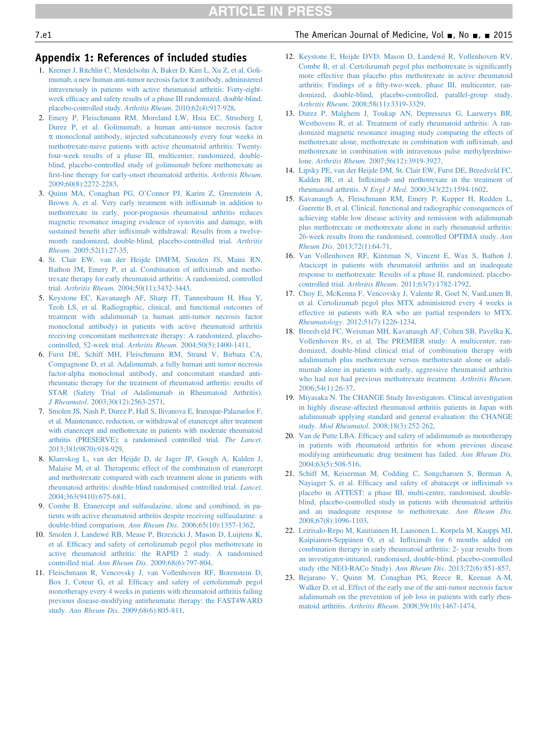## Appendix 1: References of included studies

1. Kremer J, Ritchlin C, Mendelsohn A, Baker D, Kim L, Xu Z, et al. Golimumab, a new human anti-tumor necrosis factor α antibody, administered intravenously in patients with active rheumatoid arthritis: Forty-eight-week efficacy and safety results of a phase III randomized, double-blind, placebo-controlled study. *Arthritis Rheum*. 2010;62(4):917-928.
2. Emery P, Fleischmann RM, Moreland LW, Hsia EC, Strusberg I, Durez P, et al. Golimumab, a human anti-tumor necrosis factor α monoclonal antibody, injected subcutaneously every four weeks in methotrexate-naive patients with active rheumatoid arthritis: Twenty-four-week results of a phase III, multicenter, randomized, double-blind, placebo-controlled study of golimumab before methotrexate as first-line therapy for early-onset rheumatoid arthritis. *Arthritis Rheum*. 2009;60(8):2272-2283.
3. Quinn MA, Conaghan PG, O'Connor PJ, Karim Z, Greenstein A, Brown A, et al. Very early treatment with infliximab in addition to methotrexate in early, poor-prognosis rheumatoid arthritis reduces magnetic resonance imaging evidence of synovitis and damage, with sustained benefit after infliximab withdrawal: Results from a twelve-month randomized, double-blind, placebo-controlled trial. *Arthritis Rheum*. 2005;52(1):27-35.
4. St. Clair EW, van der Heijde DMFM, Smolen JS, Maini RN, Bathon JM, Emery P, et al. Combination of infliximab and methotrexate therapy for early rheumatoid arthritis: A randomized, controlled trial. *Arthritis Rheum*. 2004;50(11):3432-3443.
5. Keystone EC, Kavanaugh AF, Sharp JT, Tannenbaum H, Hua Y, Teoh LS, et al. Radiographic, clinical, and functional outcomes of treatment with adalimumab (a human anti-tumor necrosis factor monoclonal antibody) in patients with active rheumatoid arthritis receiving concomitant methotrexate therapy: A randomized, placebo-controlled, 52-week trial. *Arthritis Rheum*. 2004;50(5):1400-1411.
6. Furst DE, Schiff MH, Fleischmann RM, Strand V, Birbara CA, Compagnone D, et al. Adalimumab, a fully human anti tumor necrosis factor-alpha monoclonal antibody, and concomitant standard antirheumatic therapy for the treatment of rheumatoid arthritis: results of STAR (Safety Trial of Adalimumab in Rheumatoid Arthritis). *J Rheumatol*. 2003;30(12):2563-2571.
7. Smolen JS, Nash P, Durez P, Hall S, Ilivanova E, Irazoque-Palazuelos F, et al. Maintenance, reduction, or withdrawal of etanercept after treatment with etanercept and methotrexate in patients with moderate rheumatoid arthritis (PRESERVE): a randomised controlled trial. *The Lancet*. 2013;381(9870):918-929.
8. Klareskog L, van der Heijde D, de Jager JP, Gough A, Kalden J, Malaise M, et al. Therapeutic effect of the combination of etanercept and methotrexate compared with each treatment alone in patients with rheumatoid arthritis: double-blind randomised controlled trial. *Lancet*. 2004;363(9410):675-681.
9. Combe B. Etanercept and sulfasalazine, alone and combined, in patients with active rheumatoid arthritis despite receiving sulfasalazine: a double-blind comparison. *Ann Rheum Dis*. 2006;65(10):1357-1362.
10. Smolen J, Landewé RB, Mease P, Brzezicki J, Mason D, Luijtens K, et al. Efficacy and safety of certolizumab pegol plus methotrexate in active rheumatoid arthritis: the RAPID 2 study. A randomised controlled trial. *Ann Rheum Dis*. 2009;68(6):797-804.
11. Fleischmann R, Vencovsky J, van Vollenhoven RF, Borenstein D, Box J, Coteur G, et al. Efficacy and safety of certolizumab pegol monotherapy every 4 weeks in patients with rheumatoid arthritis failing previous disease-modifying antirheumatic therapy: the FAST4WARD study. *Ann Rheum Dis*. 2009;68(6):805-811.
12. Keystone E, Heijde DVD, Mason D, Landewé R, Vollenhoven RV, Combe B, et al. Certolizumab pegol plus methotrexate is significantly more effective than placebo plus methotrexate in active rheumatoid arthritis: Findings of a fifty-two-week, phase III, multicenter, randomized, double-blind, placebo-controlled, parallel-group study. *Arthritis Rheum*. 2008;58(11):3319-3329.
13. Durez P, Malghem J, Toukap AN, Depresseux G, Lauwerys BR, Westhovens R, et al. Treatment of early rheumatoid arthritis: A randomized magnetic resonance imaging study comparing the effects of methotrexate alone, methotrexate in combination with infliximab, and methotrexate in combination with intravenous pulse methylprednisolone. *Arthritis Rheum*. 2007;56(12):3919-3927.
14. Lipsky PE, van der Heijde DM, St. Clair EW, Furst DE, Breedveld FC, Kalden JR, et al. Infliximab and methotrexate in the treatment of rheumatoid arthritis. *N Engl J Med*. 2000;343(22):1594-1602.
15. Kavanaugh A, Fleischmann RM, Emery P, Kupper H, Redden L, Guerette B, et al. Clinical, functional and radiographic consequences of achieving stable low disease activity and remission with adalimumab plus methotrexate or methotrexate alone in early rheumatoid arthritis: 26-week results from the randomised, controlled OPTIMA study. *Ann Rheum Dis*. 2013;72(1):64-71.
16. Van Vollenhoven RF, Kinnman N, Vincent E, Wax S, Bathon J. Atacicept in patients with rheumatoid arthritis and an inadequate response to methotrexate: Results of a phase II, randomized, placebo-controlled trial. *Arthritis Rheum*. 2011;63(7):1782-1792.
17. Choy E, McKenna F, Vencovsky J, Valente R, Goel N, VanLunen B, et al. Certolizumab pegol plus MTX administered every 4 weeks is effective in patients with RA who are partial responders to MTX. *Rheumatology*. 2012;51(7):1226-1234.
18. Breedveld FC, Weisman MH, Kavanaugh AF, Cohen SB, Pavelka K, Vollenhoven Rv, et al. The PREMIER study: A multicenter, randomized, double-blind clinical trial of combination therapy with adalimumab plus methotrexate versus methotrexate alone or adalimumab alone in patients with early, aggressive rheumatoid arthritis who had not had previous methotrexate treatment. *Arthritis Rheum*. 2006;54(1):26-37.
19. Miyasaka N. The CHANGE Study Investigators. Clinical investigation in highly disease-affected rheumatoid arthritis patients in Japan with adalimumab applying standard and general evaluation: the CHANGE study. *Mod Rheumatol*. 2008;18(3):252-262.
20. Van de Putte LBA. Efficacy and safety of adalimumab as monotherapy in patients with rheumatoid arthritis for whom previous disease modifying antirheumatic drug treatment has failed. *Ann Rheum Dis*. 2004;63(5):508-516.
21. Schiff M, Keiserman M, Codding C, Songcharoen S, Berman A, Nayiager S, et al. Efficacy and safety of abatacept or infliximab vs placebo in ATTEST: a phase III, multi-centre, randomized, double-blind, placebo-controlled study in patients with rheumatoid arthritis and an inadequate response to methotrexate. *Ann Rheum Dis*. 2008;67(8):1096-1103.
22. Leirisalo-Repo M, Kautiainen H, Laasonen L, Korpela M, Kauppi MJ, Kaipiainen-Seppänen O, et al. Infliximab for 6 months added on combination therapy in early rheumatoid arthritis: 2- year results from an investigator-initiated, randomised, double-blind, placebo-controlled study (the NEO-RACo Study). *Ann Rheum Dis*. 2013;72(6):851-857.
23. Bejarano V, Quinn M, Conaghan PG, Reece R, Keenan A-M, Walker D, et al. Effect of the early use of the anti-tumor necrosis factor adalimumab on the prevention of job loss in patients with early rheumatoid arthritis. *Arthritis Rheum*. 2008;59(10):1467-1474.